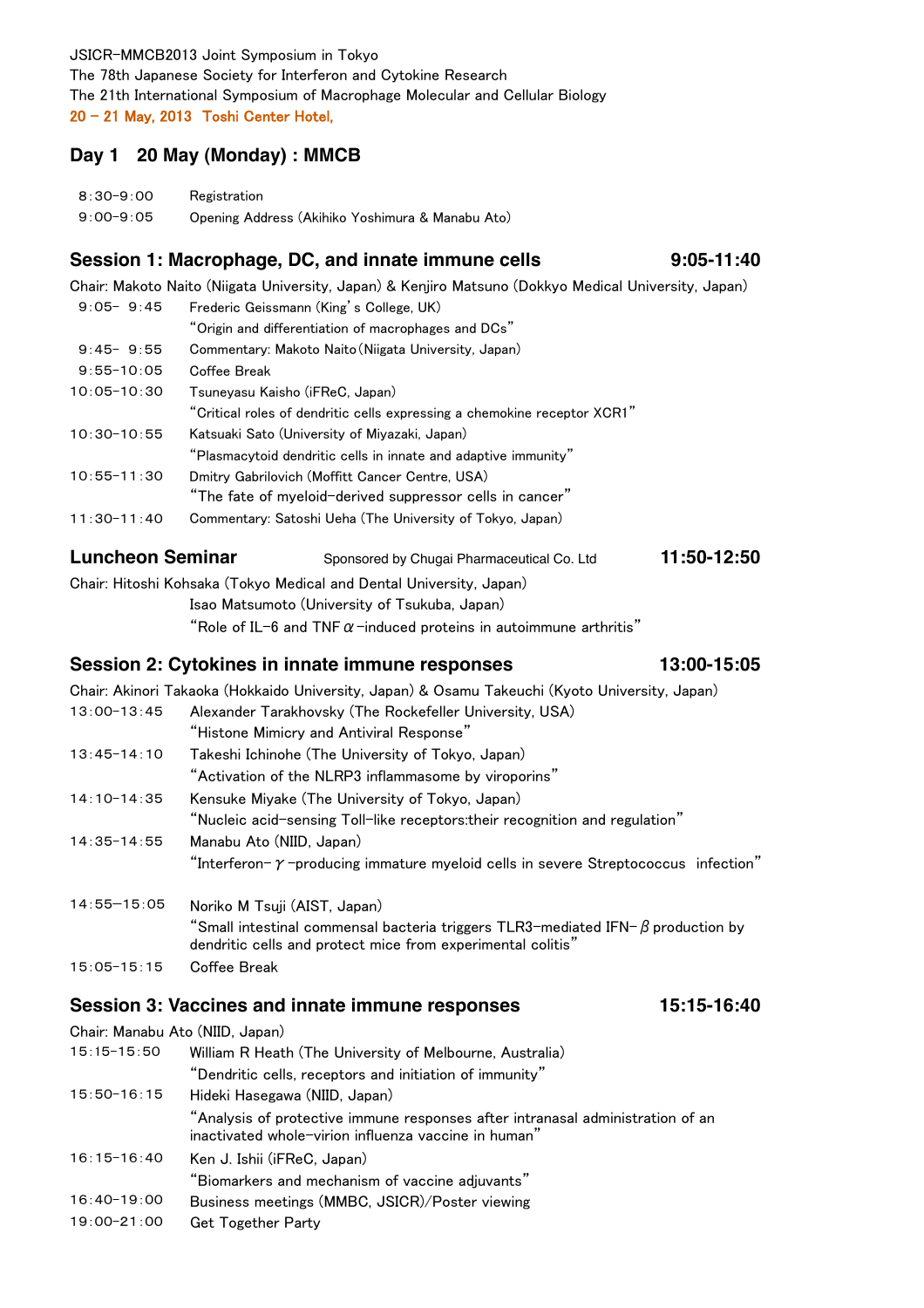JSICR-MMCB2013 Joint Symposium in Tokyo
The 78th Japanese Society for Interferon and Cytokine Research
The 21th International Symposium of Macrophage Molecular and Cellular Biology
20 – 21 May, 2013 Toshi Center Hotel,

## Day 1 20 May (Monday) : MMCB

| | |
|---|---|
| 8:30-9:00 | Registration |
| 9:00-9:05 | Opening Address (Akihiko Yoshimura & Manabu Ato) |

### Session 1: Macrophage, DC, and innate immune cells 9:05-11:40

Chair: Makoto Naito (Niigata University, Japan) & Kenjiro Matsuno (Dokkyo Medical University, Japan)

| | |
|---|---|
| 9:05- 9:45 | Frederic Geissmann (King's College, UK)<br>"Origin and differentiation of macrophages and DCs" |
| 9:45- 9:55 | Commentary: Makoto Naito (Niigata University, Japan) |
| 9:55-10:05 | Coffee Break |
| 10:05-10:30 | Tsuneyasu Kaisho (iFReC, Japan)<br>"Critical roles of dendritic cells expressing a chemokine receptor XCR1" |
| 10:30-10:55 | Katsuaki Sato (University of Miyazaki, Japan)<br>"Plasmacytoid dendritic cells in innate and adaptive immunity" |
| 10:55-11:30 | Dmitry Gabrilovich (Moffitt Cancer Centre, USA)<br>"The fate of myeloid-derived suppressor cells in cancer" |
| 11:30-11:40 | Commentary: Satoshi Ueha (The University of Tokyo, Japan) |

### Luncheon Seminar Sponsored by Chugai Pharmaceutical Co. Ltd 11:50-12:50

Chair: Hitoshi Kohsaka (Tokyo Medical and Dental University, Japan)
Isao Matsumoto (University of Tsukuba, Japan)
"Role of IL-6 and TNF$\alpha$-induced proteins in autoimmune arthritis"

### Session 2: Cytokines in innate immune responses 13:00-15:05

Chair: Akinori Takaoka (Hokkaido University, Japan) & Osamu Takeuchi (Kyoto University, Japan)

| | |
|---|---|
| 13:00-13:45 | Alexander Tarakhovsky (The Rockefeller University, USA)<br>"Histone Mimicry and Antiviral Response" |
| 13:45-14:10 | Takeshi Ichinohe (The University of Tokyo, Japan)<br>"Activation of the NLRP3 inflammasome by viroporins" |
| 14:10-14:35 | Kensuke Miyake (The University of Tokyo, Japan)<br>"Nucleic acid-sensing Toll-like receptors:their recognition and regulation" |
| 14:35-14:55 | Manabu Ato (NIID, Japan)<br>"Interferon-$\gamma$-producing immature myeloid cells in severe Streptococcus infection" |
| 14:55-15:05 | Noriko M Tsuji (AIST, Japan)<br>"Small intestinal commensal bacteria triggers TLR3-mediated IFN-$\beta$ production by dendritic cells and protect mice from experimental colitis" |
| 15:05-15:15 | Coffee Break |

### Session 3: Vaccines and innate immune responses 15:15-16:40

Chair: Manabu Ato (NIID, Japan)

| | |
|---|---|
| 15:15-15:50 | William R Heath (The University of Melbourne, Australia)<br>"Dendritic cells, receptors and initiation of immunity" |
| 15:50-16:15 | Hideki Hasegawa (NIID, Japan)<br>"Analysis of protective immune responses after intranasal administration of an inactivated whole-virion influenza vaccine in human" |
| 16:15-16:40 | Ken J. Ishii (iFReC, Japan)<br>"Biomarkers and mechanism of vaccine adjuvants" |
| 16:40-19:00 | Business meetings (MMBC, JSICR)/Poster viewing |
| 19:00-21:00 | Get Together Party |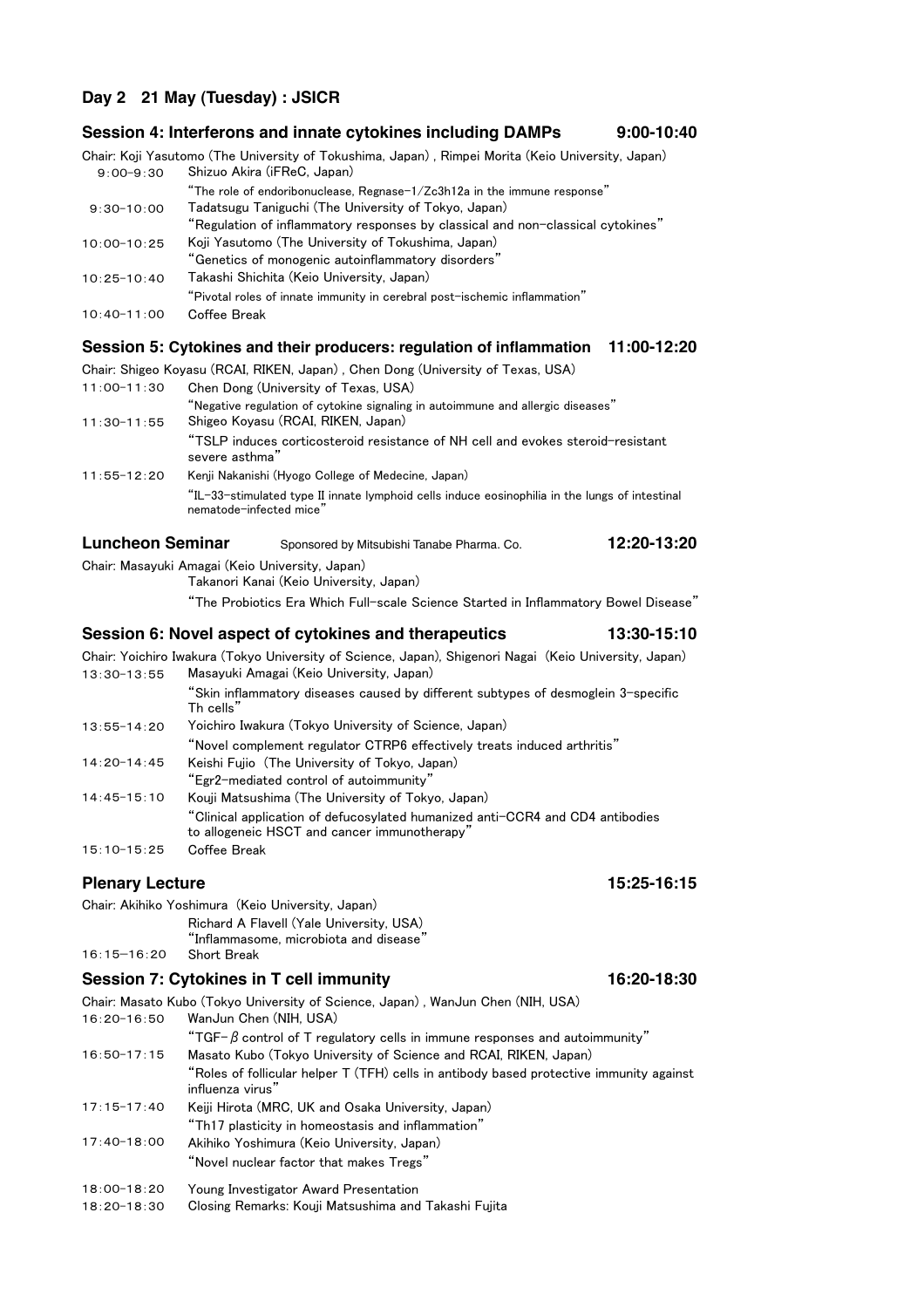## Day 2 21 May (Tuesday) : JSICR

### Session 4: Interferons and innate cytokines including DAMPs 9:00-10:40

Chair: Koji Yasutomo (The University of Tokushima, Japan) , Rimpei Morita (Keio University, Japan)

9:00-9:30 Shizuo Akira (iFReC, Japan)
"The role of endoribonuclease, Regnase-1/Zc3h12a in the immune response"

9:30-10:00 Tadatsugu Taniguchi (The University of Tokyo, Japan)
"Regulation of inflammatory responses by classical and non-classical cytokines"

10:00-10:25 Koji Yasutomo (The University of Tokushima, Japan)
"Genetics of monogenic autoinflammatory disorders"

10:25-10:40 Takashi Shichita (Keio University, Japan)
"Pivotal roles of innate immunity in cerebral post-ischemic inflammation"

10:40-11:00 Coffee Break

### Session 5: Cytokines and their producers: regulation of inflammation 11:00-12:20

Chair: Shigeo Koyasu (RCAI, RIKEN, Japan) , Chen Dong (University of Texas, USA)

11:00-11:30 Chen Dong (University of Texas, USA)
"Negative regulation of cytokine signaling in autoimmune and allergic diseases"

11:30-11:55 Shigeo Koyasu (RCAI, RIKEN, Japan)
"TSLP induces corticosteroid resistance of NH cell and evokes steroid-resistant severe asthma"

11:55-12:20 Kenji Nakanishi (Hyogo College of Medecine, Japan)
"IL-33-stimulated type II innate lymphoid cells induce eosinophilia in the lungs of intestinal nematode-infected mice"

### Luncheon Seminar Sponsored by Mitsubishi Tanabe Pharma. Co. 12:20-13:20

Chair: Masayuki Amagai (Keio University, Japan)

Takanori Kanai (Keio University, Japan)
"The Probiotics Era Which Full-scale Science Started in Inflammatory Bowel Disease"

### Session 6: Novel aspect of cytokines and therapeutics 13:30-15:10

Chair: Yoichiro Iwakura (Tokyo University of Science, Japan), Shigenori Nagai (Keio University, Japan)

13:30-13:55 Masayuki Amagai (Keio University, Japan)
"Skin inflammatory diseases caused by different subtypes of desmoglein 3-specific Th cells"

13:55-14:20 Yoichiro Iwakura (Tokyo University of Science, Japan)
"Novel complement regulator CTRP6 effectively treats induced arthritis"

14:20-14:45 Keishi Fujio (The University of Tokyo, Japan)
"Egr2-mediated control of autoimmunity"

14:45-15:10 Kouji Matsushima (The University of Tokyo, Japan)
"Clinical application of defucosylated humanized anti-CCR4 and CD4 antibodies to allogeneic HSCT and cancer immunotherapy"

15:10-15:25 Coffee Break

### Plenary Lecture 15:25-16:15

Chair: Akihiko Yoshimura (Keio University, Japan)

Richard A Flavell (Yale University, USA)
"Inflammasome, microbiota and disease"

16:15-16:20 Short Break

### Session 7: Cytokines in T cell immunity 16:20-18:30

Chair: Masato Kubo (Tokyo University of Science, Japan) , WanJun Chen (NIH, USA)

16:20-16:50 WanJun Chen (NIH, USA)
"TGF-$\beta$ control of T regulatory cells in immune responses and autoimmunity"

16:50-17:15 Masato Kubo (Tokyo University of Science and RCAI, RIKEN, Japan)
"Roles of follicular helper T (TFH) cells in antibody based protective immunity against influenza virus"

17:15-17:40 Keiji Hirota (MRC, UK and Osaka University, Japan)
"Th17 plasticity in homeostasis and inflammation"

17:40-18:00 Akihiko Yoshimura (Keio University, Japan)
"Novel nuclear factor that makes Tregs"

18:00-18:20 Young Investigator Award Presentation

18:20-18:30 Closing Remarks: Kouji Matsushima and Takashi Fujita